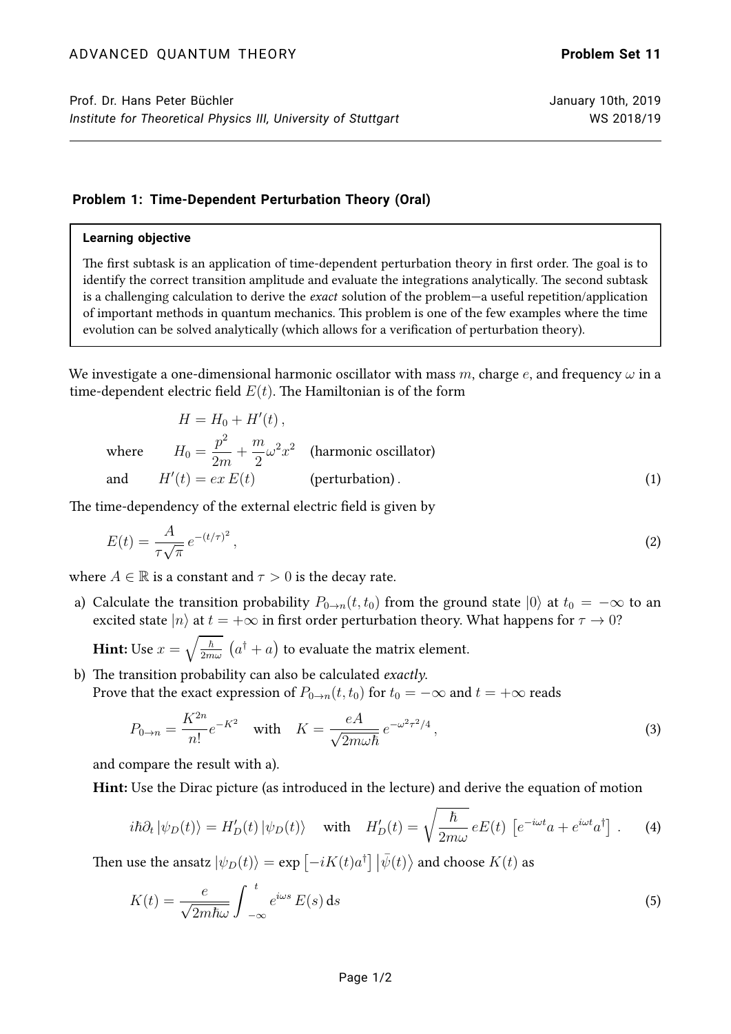ADVANCED QUANTUM THEORY **Problem Set 11**

Prof. Dr. Hans Peter Büchler — January 10th, 2019
*Institute for Theoretical Physics III, University of Stuttgart* — WS 2018/19

---

### Problem 1: Time-Dependent Perturbation Theory (Oral)

> **Learning objective**
>
> The first subtask is an application of time-dependent perturbation theory in first order. The goal is to identify the correct transition amplitude and evaluate the integrations analytically. The second subtask is a challenging calculation to derive the *exact* solution of the problem—a useful repetition/application of important methods in quantum mechanics. This problem is one of the few examples where the time evolution can be solved analytically (which allows for a verification of perturbation theory).

We investigate a one-dimensional harmonic oscillator with mass $m$, charge $e$, and frequency $\omega$ in a time-dependent electric field $E(t)$. The Hamiltonian is of the form

$$
\begin{aligned}
& H = H_0 + H'(t)\,, \\
\text{where} \qquad & H_0 = \frac{p^2}{2m} + \frac{m}{2}\omega^2 x^2 \quad \text{(harmonic oscillator)} \\
\text{and} \qquad & H'(t) = ex\,E(t) \qquad\qquad \text{(perturbation)}\,.
\end{aligned}
\tag{1}
$$

The time-dependency of the external electric field is given by

$$
E(t) = \frac{A}{\tau\sqrt{\pi}}\, e^{-(t/\tau)^2}\,, \tag{2}
$$

where $A \in \mathbb{R}$ is a constant and $\tau > 0$ is the decay rate.

a) Calculate the transition probability $P_{0\to n}(t, t_0)$ from the ground state $|0\rangle$ at $t_0 = -\infty$ to an excited state $|n\rangle$ at $t = +\infty$ in first order perturbation theory. What happens for $\tau \to 0$?

   **Hint:** Use $x = \sqrt{\frac{\hbar}{2m\omega}}\,\left(a^\dagger + a\right)$ to evaluate the matrix element.

b) The transition probability can also be calculated *exactly*.
   Prove that the exact expression of $P_{0\to n}(t, t_0)$ for $t_0 = -\infty$ and $t = +\infty$ reads

$$
P_{0\to n} = \frac{K^{2n}}{n!} e^{-K^2} \quad \text{with} \quad K = \frac{eA}{\sqrt{2m\omega\hbar}}\, e^{-\omega^2\tau^2/4}\,, \tag{3}
$$

   and compare the result with a).

   **Hint:** Use the Dirac picture (as introduced in the lecture) and derive the equation of motion

$$
i\hbar\partial_t\,|\psi_D(t)\rangle = H_D'(t)\,|\psi_D(t)\rangle \quad \text{with} \quad H_D'(t) = \sqrt{\frac{\hbar}{2m\omega}}\, eE(t)\,\left[e^{-i\omega t}a + e^{i\omega t}a^\dagger\right]\,. \tag{4}
$$

   Then use the ansatz $|\psi_D(t)\rangle = \exp\left[-iK(t)a^\dagger\right]\left|\bar\psi(t)\right\rangle$ and choose $K(t)$ as

$$
K(t) = \frac{e}{\sqrt{2m\hbar\omega}} \int_{-\infty}^{t} e^{i\omega s}\, E(s)\,\mathrm{d}s \tag{5}
$$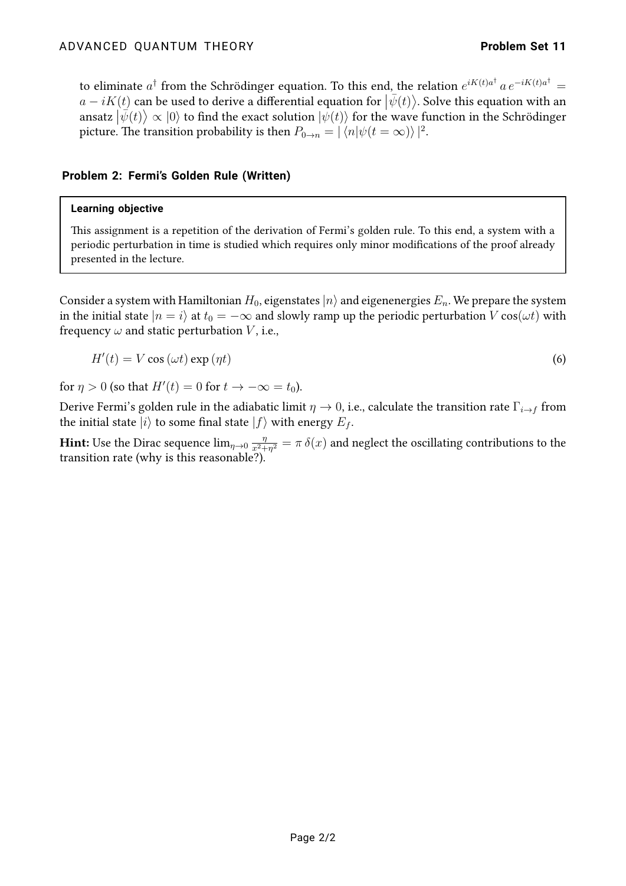to eliminate $a^\dagger$ from the Schrödinger equation. To this end, the relation $e^{iK(t)a^\dagger}\, a\, e^{-iK(t)a^\dagger} = a - iK(t)$ can be used to derive a differential equation for $|\bar{\psi}(t)\rangle$. Solve this equation with an ansatz $|\bar{\psi}(t)\rangle \propto |0\rangle$ to find the exact solution $|\psi(t)\rangle$ for the wave function in the Schrödinger picture. The transition probability is then $P_{0\to n} = |\langle n|\psi(t=\infty)\rangle|^2$.

## Problem 2: Fermi's Golden Rule (Written)

**Learning objective**

This assignment is a repetition of the derivation of Fermi's golden rule. To this end, a system with a periodic perturbation in time is studied which requires only minor modifications of the proof already presented in the lecture.

Consider a system with Hamiltonian $H_0$, eigenstates $|n\rangle$ and eigenenergies $E_n$. We prepare the system in the initial state $|n = i\rangle$ at $t_0 = -\infty$ and slowly ramp up the periodic perturbation $V\cos(\omega t)$ with frequency $\omega$ and static perturbation $V$, i.e.,

$$H'(t) = V\cos(\omega t)\exp(\eta t) \tag{6}$$

for $\eta > 0$ (so that $H'(t) = 0$ for $t \to -\infty = t_0$).

Derive Fermi's golden rule in the adiabatic limit $\eta \to 0$, i.e., calculate the transition rate $\Gamma_{i\to f}$ from the initial state $|i\rangle$ to some final state $|f\rangle$ with energy $E_f$.

**Hint:** Use the Dirac sequence $\lim_{\eta\to 0} \frac{\eta}{x^2+\eta^2} = \pi\,\delta(x)$ and neglect the oscillating contributions to the transition rate (why is this reasonable?).